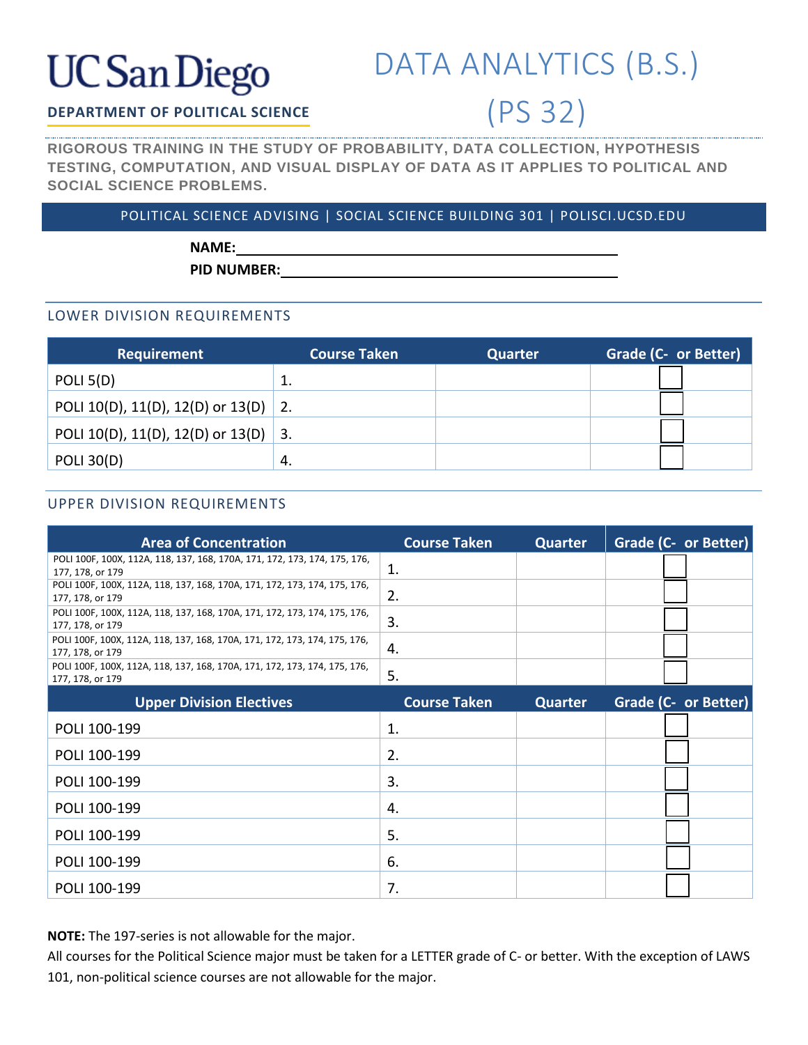UC San Diego

**DEPARTMENT OF POLITICAL SCIENCE**

# DATA ANALYTICS (B.S.) (PS 32)

**RIGOROUS TRAINING IN THE STUDY OF PROBABILITY, DATA COLLECTION, HYPOTHESIS TESTING, COMPUTATION, AND VISUAL DISPLAY OF DATA AS IT APPLIES TO POLITICAL AND SOCIAL SCIENCE PROBLEMS.**

POLITICAL SCIENCE ADVISING | SOCIAL SCIENCE BUILDING 301 | POLISCI.UCSD.EDU

**NAME:** ____________________________________________

**PID NUMBER:** ______________________________________

## LOWER DIVISION REQUIREMENTS

| Requirement | Course Taken | Quarter | Grade (C- or Better) |
|---|---|---|---|
| POLI 5(D) | 1. | | ☐ |
| POLI 10(D), 11(D), 12(D) or 13(D) | 2. | | ☐ |
| POLI 10(D), 11(D), 12(D) or 13(D) | 3. | | ☐ |
| POLI 30(D) | 4. | | ☐ |

## UPPER DIVISION REQUIREMENTS

| Area of Concentration | Course Taken | Quarter | Grade (C- or Better) |
|---|---|---|---|
| POLI 100F, 100X, 112A, 118, 137, 168, 170A, 171, 172, 173, 174, 175, 176, 177, 178, or 179 | 1. | | ☐ |
| POLI 100F, 100X, 112A, 118, 137, 168, 170A, 171, 172, 173, 174, 175, 176, 177, 178, or 179 | 2. | | ☐ |
| POLI 100F, 100X, 112A, 118, 137, 168, 170A, 171, 172, 173, 174, 175, 176, 177, 178, or 179 | 3. | | ☐ |
| POLI 100F, 100X, 112A, 118, 137, 168, 170A, 171, 172, 173, 174, 175, 176, 177, 178, or 179 | 4. | | ☐ |
| POLI 100F, 100X, 112A, 118, 137, 168, 170A, 171, 172, 173, 174, 175, 176, 177, 178, or 179 | 5. | | ☐ |
| **Upper Division Electives** | **Course Taken** | **Quarter** | **Grade (C- or Better)** |
| POLI 100-199 | 1. | | ☐ |
| POLI 100-199 | 2. | | ☐ |
| POLI 100-199 | 3. | | ☐ |
| POLI 100-199 | 4. | | ☐ |
| POLI 100-199 | 5. | | ☐ |
| POLI 100-199 | 6. | | ☐ |
| POLI 100-199 | 7. | | ☐ |

**NOTE:** The 197-series is not allowable for the major.

All courses for the Political Science major must be taken for a LETTER grade of C- or better. With the exception of LAWS 101, non-political science courses are not allowable for the major.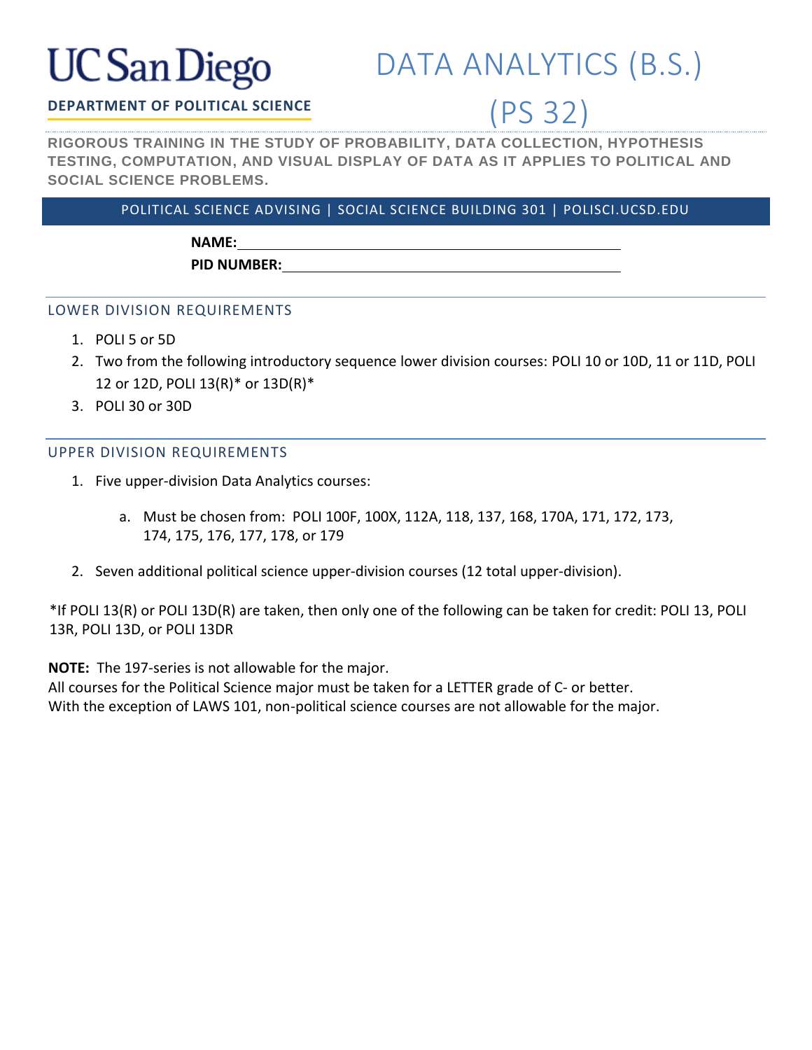# UC San Diego

**DEPARTMENT OF POLITICAL SCIENCE**

# DATA ANALYTICS (B.S.) (PS 32)

**RIGOROUS TRAINING IN THE STUDY OF PROBABILITY, DATA COLLECTION, HYPOTHESIS TESTING, COMPUTATION, AND VISUAL DISPLAY OF DATA AS IT APPLIES TO POLITICAL AND SOCIAL SCIENCE PROBLEMS.**

POLITICAL SCIENCE ADVISING | SOCIAL SCIENCE BUILDING 301 | POLISCI.UCSD.EDU

**NAME:** \_\_\_\_\_\_\_\_\_\_\_\_\_\_\_\_\_\_\_\_\_\_\_\_\_\_\_\_\_\_\_\_\_\_\_\_

**PID NUMBER:** \_\_\_\_\_\_\_\_\_\_\_\_\_\_\_\_\_\_\_\_\_\_\_\_\_\_\_\_\_\_\_\_

## LOWER DIVISION REQUIREMENTS

1. POLI 5 or 5D
2. Two from the following introductory sequence lower division courses: POLI 10 or 10D, 11 or 11D, POLI 12 or 12D, POLI 13(R)* or 13D(R)*
3. POLI 30 or 30D

## UPPER DIVISION REQUIREMENTS

1. Five upper-division Data Analytics courses:
   a. Must be chosen from: POLI 100F, 100X, 112A, 118, 137, 168, 170A, 171, 172, 173, 174, 175, 176, 177, 178, or 179
2. Seven additional political science upper-division courses (12 total upper-division).

*If POLI 13(R) or POLI 13D(R) are taken, then only one of the following can be taken for credit: POLI 13, POLI 13R, POLI 13D, or POLI 13DR

**NOTE:** The 197-series is not allowable for the major.
All courses for the Political Science major must be taken for a LETTER grade of C- or better.
With the exception of LAWS 101, non-political science courses are not allowable for the major.